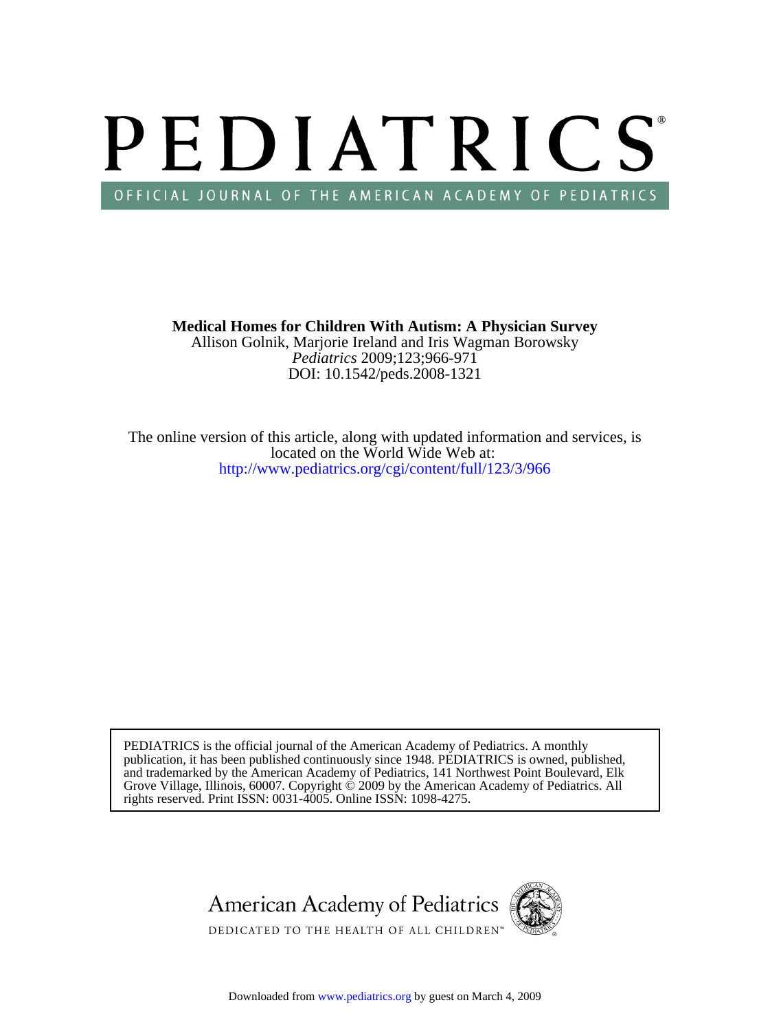# PEDIATRICS

OFFICIAL JOURNAL OF THE AMERICAN ACADEMY OF PEDIATRICS

**Medical Homes for Children With Autism: A Physician Survey**

Allison Golnik, Marjorie Ireland and Iris Wagman Borowsky

*Pediatrics* 2009;123;966-971

DOI: 10.1542/peds.2008-1321

The online version of this article, along with updated information and services, is located on the World Wide Web at:

http://www.pediatrics.org/cgi/content/full/123/3/966

PEDIATRICS is the official journal of the American Academy of Pediatrics. A monthly publication, it has been published continuously since 1948. PEDIATRICS is owned, published, and trademarked by the American Academy of Pediatrics, 141 Northwest Point Boulevard, Elk Grove Village, Illinois, 60007. Copyright © 2009 by the American Academy of Pediatrics. All rights reserved. Print ISSN: 0031-4005. Online ISSN: 1098-4275.

American Academy of Pediatrics

DEDICATED TO THE HEALTH OF ALL CHILDREN™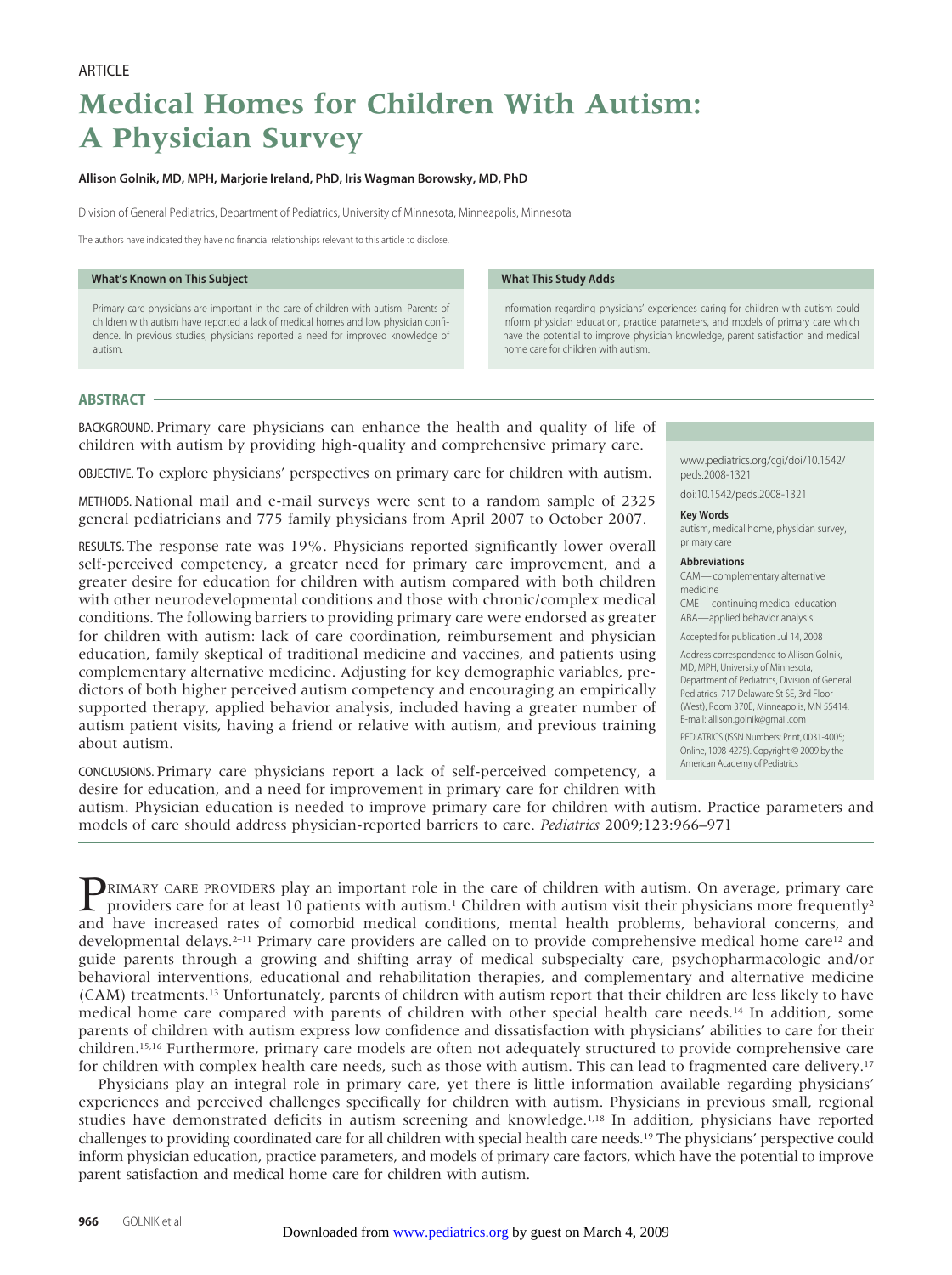ARTICLE

# Medical Homes for Children With Autism: A Physician Survey

**Allison Golnik, MD, MPH, Marjorie Ireland, PhD, Iris Wagman Borowsky, MD, PhD**

Division of General Pediatrics, Department of Pediatrics, University of Minnesota, Minneapolis, Minnesota

The authors have indicated they have no financial relationships relevant to this article to disclose.

**What's Known on This Subject**

Primary care physicians are important in the care of children with autism. Parents of children with autism have reported a lack of medical homes and low physician confidence. In previous studies, physicians reported a need for improved knowledge of autism.

**What This Study Adds**

Information regarding physicians' experiences caring for children with autism could inform physician education, practice parameters, and models of primary care which have the potential to improve physician knowledge, parent satisfaction and medical home care for children with autism.

## ABSTRACT

BACKGROUND. Primary care physicians can enhance the health and quality of life of children with autism by providing high-quality and comprehensive primary care.

OBJECTIVE. To explore physicians' perspectives on primary care for children with autism.

METHODS. National mail and e-mail surveys were sent to a random sample of 2325 general pediatricians and 775 family physicians from April 2007 to October 2007.

RESULTS. The response rate was 19%. Physicians reported significantly lower overall self-perceived competency, a greater need for primary care improvement, and a greater desire for education for children with autism compared with both children with other neurodevelopmental conditions and those with chronic/complex medical conditions. The following barriers to providing primary care were endorsed as greater for children with autism: lack of care coordination, reimbursement and physician education, family skeptical of traditional medicine and vaccines, and patients using complementary alternative medicine. Adjusting for key demographic variables, predictors of both higher perceived autism competency and encouraging an empirically supported therapy, applied behavior analysis, included having a greater number of autism patient visits, having a friend or relative with autism, and previous training about autism.

CONCLUSIONS. Primary care physicians report a lack of self-perceived competency, a desire for education, and a need for improvement in primary care for children with autism. Physician education is needed to improve primary care for children with autism. Practice parameters and models of care should address physician-reported barriers to care. *Pediatrics* 2009;123:966–971

www.pediatrics.org/cgi/doi/10.1542/peds.2008-1321

doi:10.1542/peds.2008-1321

**Key Words**

autism, medical home, physician survey, primary care

**Abbreviations**

CAM—complementary alternative medicine
CME—continuing medical education
ABA—applied behavior analysis

Accepted for publication Jul 14, 2008

Address correspondence to Allison Golnik, MD, MPH, University of Minnesota, Department of Pediatrics, Division of General Pediatrics, 717 Delaware St SE, 3rd Floor (West), Room 370E, Minneapolis, MN 55414. E-mail: allison.golnik@gmail.com

PEDIATRICS (ISSN Numbers: Print, 0031-4005; Online, 1098-4275). Copyright © 2009 by the American Academy of Pediatrics

PRIMARY CARE PROVIDERS play an important role in the care of children with autism. On average, primary care providers care for at least 10 patients with autism.[1] Children with autism visit their physicians more frequently[2] and have increased rates of comorbid medical conditions, mental health problems, behavioral concerns, and developmental delays.[2–11] Primary care providers are called on to provide comprehensive medical home care[12] and guide parents through a growing and shifting array of medical subspecialty care, psychopharmacologic and/or behavioral interventions, educational and rehabilitation therapies, and complementary and alternative medicine (CAM) treatments.[13] Unfortunately, parents of children with autism report that their children are less likely to have medical home care compared with parents of children with other special health care needs.[14] In addition, some parents of children with autism express low confidence and dissatisfaction with physicians' abilities to care for their children.[15,16] Furthermore, primary care models are often not adequately structured to provide comprehensive care for children with complex health care needs, such as those with autism. This can lead to fragmented care delivery.[17]

Physicians play an integral role in primary care, yet there is little information available regarding physicians' experiences and perceived challenges specifically for children with autism. Physicians in previous small, regional studies have demonstrated deficits in autism screening and knowledge.[1,18] In addition, physicians have reported challenges to providing coordinated care for all children with special health care needs.[19] The physicians' perspective could inform physician education, practice parameters, and models of primary care factors, which have the potential to improve parent satisfaction and medical home care for children with autism.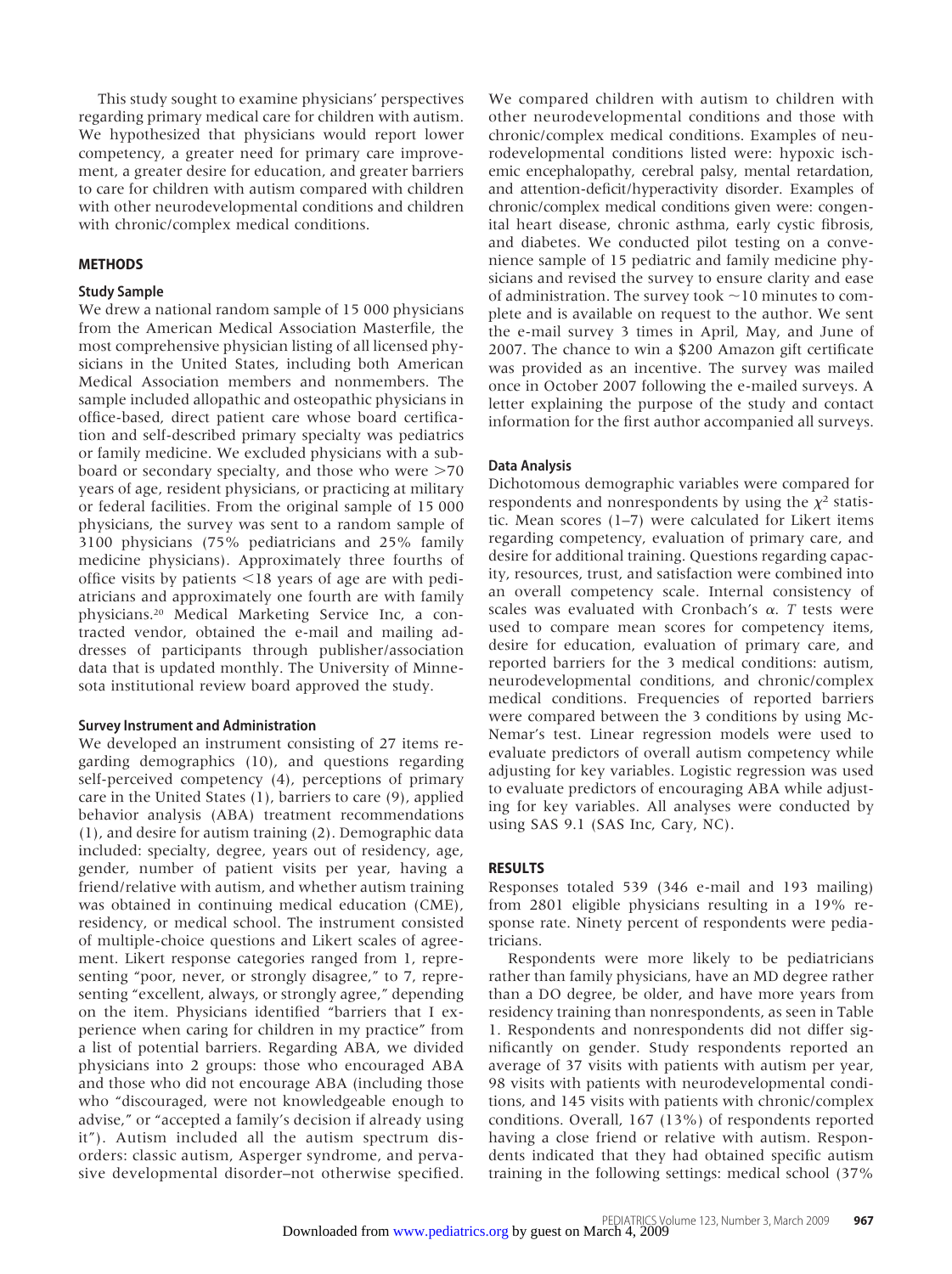This study sought to examine physicians' perspectives regarding primary medical care for children with autism. We hypothesized that physicians would report lower competency, a greater need for primary care improvement, a greater desire for education, and greater barriers to care for children with autism compared with children with other neurodevelopmental conditions and children with chronic/complex medical conditions.

## METHODS

### Study Sample

We drew a national random sample of 15 000 physicians from the American Medical Association Masterfile, the most comprehensive physician listing of all licensed physicians in the United States, including both American Medical Association members and nonmembers. The sample included allopathic and osteopathic physicians in office-based, direct patient care whose board certification and self-described primary specialty was pediatrics or family medicine. We excluded physicians with a subboard or secondary specialty, and those who were >70 years of age, resident physicians, or practicing at military or federal facilities. From the original sample of 15 000 physicians, the survey was sent to a random sample of 3100 physicians (75% pediatricians and 25% family medicine physicians). Approximately three fourths of office visits by patients <18 years of age are with pediatricians and approximately one fourth are with family physicians.[20] Medical Marketing Service Inc, a contracted vendor, obtained the e-mail and mailing addresses of participants through publisher/association data that is updated monthly. The University of Minnesota institutional review board approved the study.

### Survey Instrument and Administration

We developed an instrument consisting of 27 items regarding demographics (10), and questions regarding self-perceived competency (4), perceptions of primary care in the United States (1), barriers to care (9), applied behavior analysis (ABA) treatment recommendations (1), and desire for autism training (2). Demographic data included: specialty, degree, years out of residency, age, gender, number of patient visits per year, having a friend/relative with autism, and whether autism training was obtained in continuing medical education (CME), residency, or medical school. The instrument consisted of multiple-choice questions and Likert scales of agreement. Likert response categories ranged from 1, representing "poor, never, or strongly disagree," to 7, representing "excellent, always, or strongly agree," depending on the item. Physicians identified "barriers that I experience when caring for children in my practice" from a list of potential barriers. Regarding ABA, we divided physicians into 2 groups: those who encouraged ABA and those who did not encourage ABA (including those who "discouraged, were not knowledgeable enough to advise," or "accepted a family's decision if already using it"). Autism included all the autism spectrum disorders: classic autism, Asperger syndrome, and pervasive developmental disorder–not otherwise specified. We compared children with autism to children with other neurodevelopmental conditions and those with chronic/complex medical conditions. Examples of neurodevelopmental conditions listed were: hypoxic ischemic encephalopathy, cerebral palsy, mental retardation, and attention-deficit/hyperactivity disorder. Examples of chronic/complex medical conditions given were: congenital heart disease, chronic asthma, early cystic fibrosis, and diabetes. We conducted pilot testing on a convenience sample of 15 pediatric and family medicine physicians and revised the survey to ensure clarity and ease of administration. The survey took ~10 minutes to complete and is available on request to the author. We sent the e-mail survey 3 times in April, May, and June of 2007. The chance to win a $200 Amazon gift certificate was provided as an incentive. The survey was mailed once in October 2007 following the e-mailed surveys. A letter explaining the purpose of the study and contact information for the first author accompanied all surveys.

### Data Analysis

Dichotomous demographic variables were compared for respondents and nonrespondents by using the $\chi^2$ statistic. Mean scores (1–7) were calculated for Likert items regarding competency, evaluation of primary care, and desire for additional training. Questions regarding capacity, resources, trust, and satisfaction were combined into an overall competency scale. Internal consistency of scales was evaluated with Cronbach's $\alpha$. *T* tests were used to compare mean scores for competency items, desire for education, evaluation of primary care, and reported barriers for the 3 medical conditions: autism, neurodevelopmental conditions, and chronic/complex medical conditions. Frequencies of reported barriers were compared between the 3 conditions by using McNemar's test. Linear regression models were used to evaluate predictors of overall autism competency while adjusting for key variables. Logistic regression was used to evaluate predictors of encouraging ABA while adjusting for key variables. All analyses were conducted by using SAS 9.1 (SAS Inc, Cary, NC).

## RESULTS

Responses totaled 539 (346 e-mail and 193 mailing) from 2801 eligible physicians resulting in a 19% response rate. Ninety percent of respondents were pediatricians.

Respondents were more likely to be pediatricians rather than family physicians, have an MD degree rather than a DO degree, be older, and have more years from residency training than nonrespondents, as seen in Table 1. Respondents and nonrespondents did not differ significantly on gender. Study respondents reported an average of 37 visits with patients with autism per year, 98 visits with patients with neurodevelopmental conditions, and 145 visits with patients with chronic/complex conditions. Overall, 167 (13%) of respondents reported having a close friend or relative with autism. Respondents indicated that they had obtained specific autism training in the following settings: medical school (37%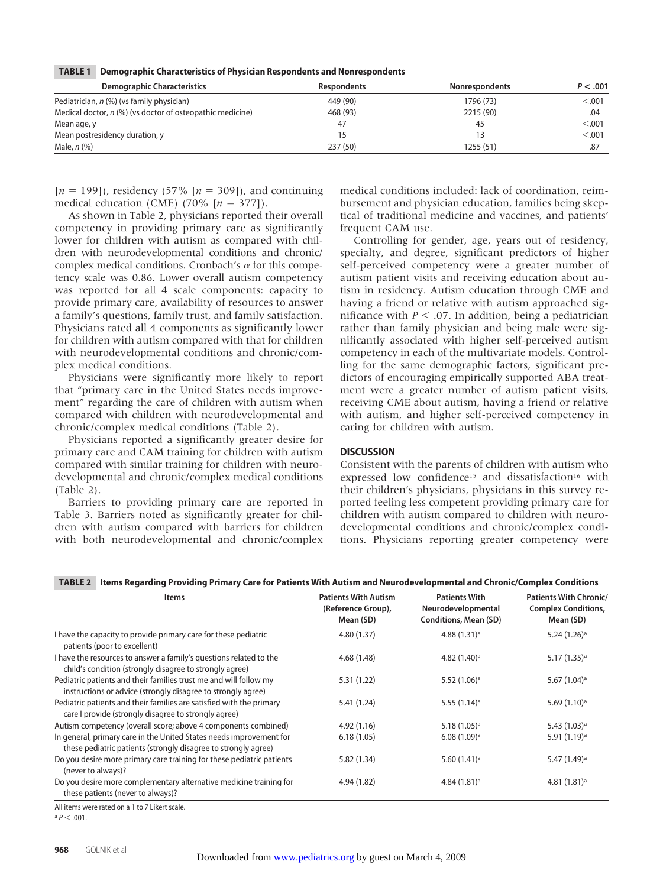**TABLE 1 Demographic Characteristics of Physician Respondents and Nonrespondents**

| Demographic Characteristics | Respondents | Nonrespondents | $P < .001$ |
|---|---|---|---|
| Pediatrician, *n* (%) (vs family physician) | 449 (90) | 1796 (73) | <.001 |
| Medical doctor, *n* (%) (vs doctor of osteopathic medicine) | 468 (93) | 2215 (90) | .04 |
| Mean age, y | 47 | 45 | <.001 |
| Mean postresidency duration, y | 15 | 13 | <.001 |
| Male, *n* (%) | 237 (50) | 1255 (51) | .87 |

[$n$ = 199]), residency (57% [$n$ = 309]), and continuing medical education (CME) (70% [$n$ = 377]).

As shown in Table 2, physicians reported their overall competency in providing primary care as significantly lower for children with autism as compared with children with neurodevelopmental conditions and chronic/complex medical conditions. Cronbach's $\alpha$ for this competency scale was 0.86. Lower overall autism competency was reported for all 4 scale components: capacity to provide primary care, availability of resources to answer a family's questions, family trust, and family satisfaction. Physicians rated all 4 components as significantly lower for children with autism compared with that for children with neurodevelopmental conditions and chronic/complex medical conditions.

Physicians were significantly more likely to report that "primary care in the United States needs improvement" regarding the care of children with autism when compared with children with neurodevelopmental and chronic/complex medical conditions (Table 2).

Physicians reported a significantly greater desire for primary care and CAM training for children with autism compared with similar training for children with neurodevelopmental and chronic/complex medical conditions (Table 2).

Barriers to providing primary care are reported in Table 3. Barriers noted as significantly greater for children with autism compared with barriers for children with both neurodevelopmental and chronic/complex medical conditions included: lack of coordination, reimbursement and physician education, families being skeptical of traditional medicine and vaccines, and patients' frequent CAM use.

Controlling for gender, age, years out of residency, specialty, and degree, significant predictors of higher self-perceived competency were a greater number of autism patient visits and receiving education about autism in residency. Autism education through CME and having a friend or relative with autism approached significance with $P < .07$. In addition, being a pediatrician rather than family physician and being male were significantly associated with higher self-perceived autism competency in each of the multivariate models. Controlling for the same demographic factors, significant predictors of encouraging empirically supported ABA treatment were a greater number of autism patient visits, receiving CME about autism, having a friend or relative with autism, and higher self-perceived competency in caring for children with autism.

## DISCUSSION

Consistent with the parents of children with autism who expressed low confidence[15] and dissatisfaction[16] with their children's physicians, physicians in this survey reported feeling less competent providing primary care for children with autism compared to children with neurodevelopmental conditions and chronic/complex conditions. Physicians reporting greater competency were

**TABLE 2 Items Regarding Providing Primary Care for Patients With Autism and Neurodevelopmental and Chronic/Complex Conditions**

| Items | Patients With Autism (Reference Group), Mean (SD) | Patients With Neurodevelopmental Conditions, Mean (SD) | Patients With Chronic/ Complex Conditions, Mean (SD) |
|---|---|---|---|
| I have the capacity to provide primary care for these pediatric patients (poor to excellent) | 4.80 (1.37) | 4.88 (1.31)[a] | 5.24 (1.26)[a] |
| I have the resources to answer a family's questions related to the child's condition (strongly disagree to strongly agree) | 4.68 (1.48) | 4.82 (1.40)[a] | 5.17 (1.35)[a] |
| Pediatric patients and their families trust me and will follow my instructions or advice (strongly disagree to strongly agree) | 5.31 (1.22) | 5.52 (1.06)[a] | 5.67 (1.04)[a] |
| Pediatric patients and their families are satisfied with the primary care I provide (strongly disagree to strongly agree) | 5.41 (1.24) | 5.55 (1.14)[a] | 5.69 (1.10)[a] |
| Autism competency (overall score; above 4 components combined) | 4.92 (1.16) | 5.18 (1.05)[a] | 5.43 (1.03)[a] |
| In general, primary care in the United States needs improvement for these pediatric patients (strongly disagree to strongly agree) | 6.18 (1.05) | 6.08 (1.09)[a] | 5.91 (1.19)[a] |
| Do you desire more primary care training for these pediatric patients (never to always)? | 5.82 (1.34) | 5.60 (1.41)[a] | 5.47 (1.49)[a] |
| Do you desire more complementary alternative medicine training for these patients (never to always)? | 4.94 (1.82) | 4.84 (1.81)[a] | 4.81 (1.81)[a] |

All items were rated on a 1 to 7 Likert scale.

[a] $P < .001$.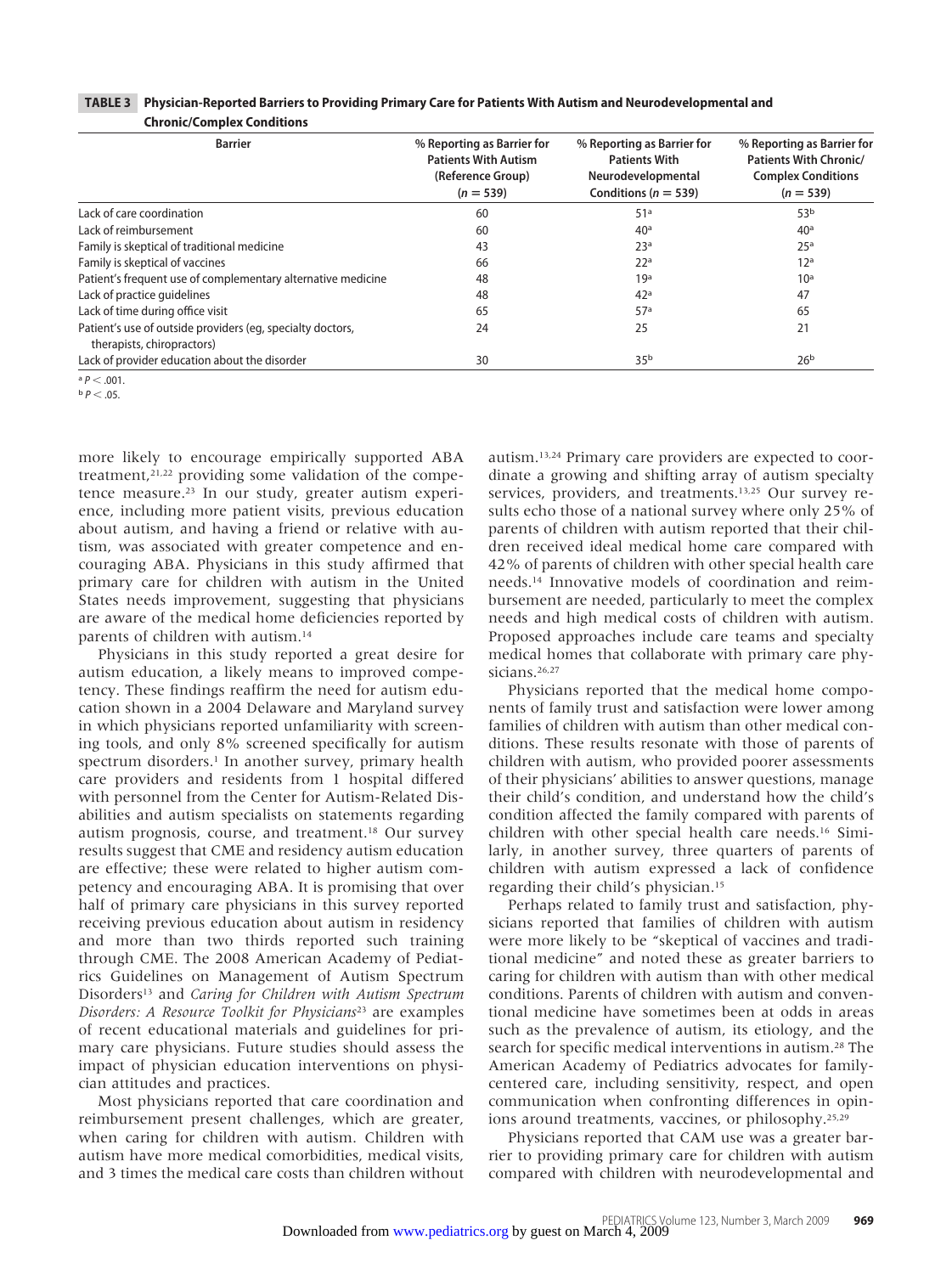**TABLE 3 Physician-Reported Barriers to Providing Primary Care for Patients With Autism and Neurodevelopmental and Chronic/Complex Conditions**

| Barrier | % Reporting as Barrier for Patients With Autism (Reference Group) ($n$ = 539) | % Reporting as Barrier for Patients With Neurodevelopmental Conditions ($n$ = 539) | % Reporting as Barrier for Patients With Chronic/Complex Conditions ($n$ = 539) |
|---|---|---|---|
| Lack of care coordination | 60 | 51[a] | 53[b] |
| Lack of reimbursement | 60 | 40[a] | 40[a] |
| Family is skeptical of traditional medicine | 43 | 23[a] | 25[a] |
| Family is skeptical of vaccines | 66 | 22[a] | 12[a] |
| Patient's frequent use of complementary alternative medicine | 48 | 19[a] | 10[a] |
| Lack of practice guidelines | 48 | 42[a] | 47 |
| Lack of time during office visit | 65 | 57[a] | 65 |
| Patient's use of outside providers (eg, specialty doctors, therapists, chiropractors) | 24 | 25 | 21 |
| Lack of provider education about the disorder | 30 | 35[b] | 26[b] |

[a] $P < .001$.
[b] $P < .05$.

more likely to encourage empirically supported ABA treatment,[21,22] providing some validation of the competence measure.[23] In our study, greater autism experience, including more patient visits, previous education about autism, and having a friend or relative with autism, was associated with greater competence and encouraging ABA. Physicians in this study affirmed that primary care for children with autism in the United States needs improvement, suggesting that physicians are aware of the medical home deficiencies reported by parents of children with autism.[14]

Physicians in this study reported a great desire for autism education, a likely means to improved competency. These findings reaffirm the need for autism education shown in a 2004 Delaware and Maryland survey in which physicians reported unfamiliarity with screening tools, and only 8% screened specifically for autism spectrum disorders.[1] In another survey, primary health care providers and residents from 1 hospital differed with personnel from the Center for Autism-Related Disabilities and autism specialists on statements regarding autism prognosis, course, and treatment.[18] Our survey results suggest that CME and residency autism education are effective; these were related to higher autism competency and encouraging ABA. It is promising that over half of primary care physicians in this survey reported receiving previous education about autism in residency and more than two thirds reported such training through CME. The 2008 American Academy of Pediatrics Guidelines on Management of Autism Spectrum Disorders[13] and *Caring for Children with Autism Spectrum Disorders: A Resource Toolkit for Physicians*[23] are examples of recent educational materials and guidelines for primary care physicians. Future studies should assess the impact of physician education interventions on physician attitudes and practices.

Most physicians reported that care coordination and reimbursement present challenges, which are greater, when caring for children with autism. Children with autism have more medical comorbidities, medical visits, and 3 times the medical care costs than children without autism.[13,24] Primary care providers are expected to coordinate a growing and shifting array of autism specialty services, providers, and treatments.[13,25] Our survey results echo those of a national survey where only 25% of parents of children with autism reported that their children received ideal medical home care compared with 42% of parents of children with other special health care needs.[14] Innovative models of coordination and reimbursement are needed, particularly to meet the complex needs and high medical costs of children with autism. Proposed approaches include care teams and specialty medical homes that collaborate with primary care physicians.[26,27]

Physicians reported that the medical home components of family trust and satisfaction were lower among families of children with autism than other medical conditions. These results resonate with those of parents of children with autism, who provided poorer assessments of their physicians' abilities to answer questions, manage their child's condition, and understand how the child's condition affected the family compared with parents of children with other special health care needs.[16] Similarly, in another survey, three quarters of parents of children with autism expressed a lack of confidence regarding their child's physician.[15]

Perhaps related to family trust and satisfaction, physicians reported that families of children with autism were more likely to be "skeptical of vaccines and traditional medicine" and noted these as greater barriers to caring for children with autism than with other medical conditions. Parents of children with autism and conventional medicine have sometimes been at odds in areas such as the prevalence of autism, its etiology, and the search for specific medical interventions in autism.[28] The American Academy of Pediatrics advocates for family-centered care, including sensitivity, respect, and open communication when confronting differences in opinions around treatments, vaccines, or philosophy.[25,29]

Physicians reported that CAM use was a greater barrier to providing primary care for children with autism compared with children with neurodevelopmental and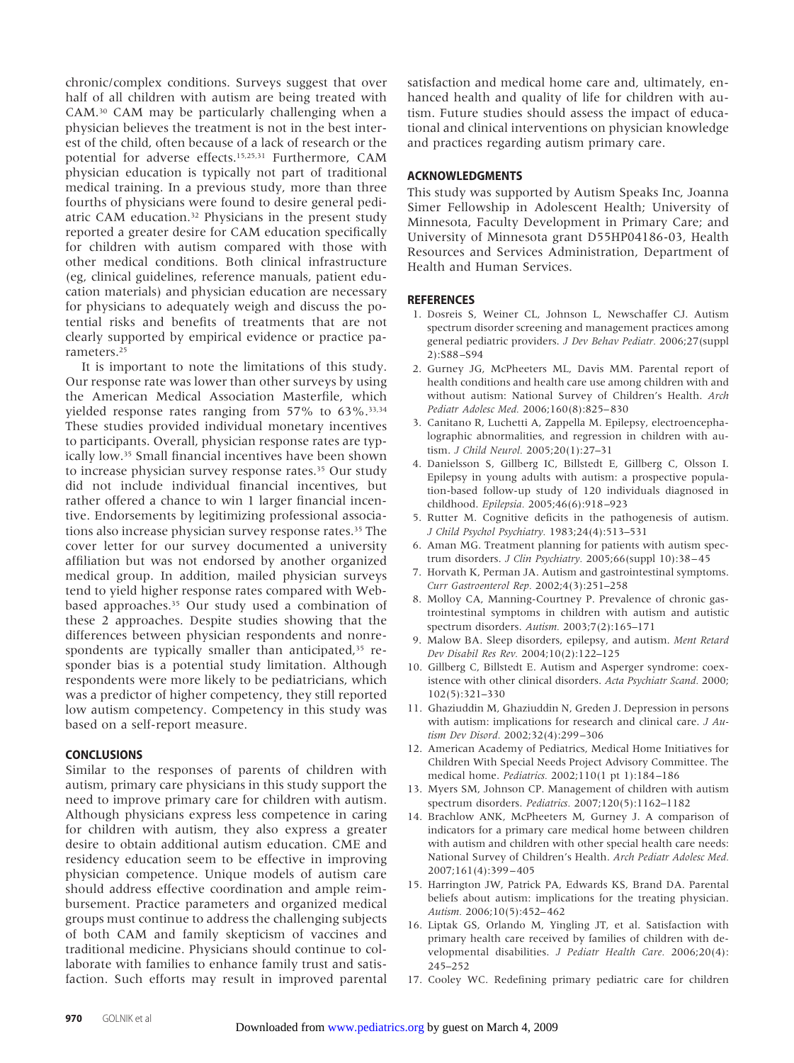chronic/complex conditions. Surveys suggest that over half of all children with autism are being treated with CAM.[30] CAM may be particularly challenging when a physician believes the treatment is not in the best interest of the child, often because of a lack of research or the potential for adverse effects.[15,25,31] Furthermore, CAM physician education is typically not part of traditional medical training. In a previous study, more than three fourths of physicians were found to desire general pediatric CAM education.[32] Physicians in the present study reported a greater desire for CAM education specifically for children with autism compared with those with other medical conditions. Both clinical infrastructure (eg, clinical guidelines, reference manuals, patient education materials) and physician education are necessary for physicians to adequately weigh and discuss the potential risks and benefits of treatments that are not clearly supported by empirical evidence or practice parameters.[25]

It is important to note the limitations of this study. Our response rate was lower than other surveys by using the American Medical Association Masterfile, which yielded response rates ranging from 57% to 63%.[33,34] These studies provided individual monetary incentives to participants. Overall, physician response rates are typically low.[35] Small financial incentives have been shown to increase physician survey response rates.[35] Our study did not include individual financial incentives, but rather offered a chance to win 1 larger financial incentive. Endorsements by legitimizing professional associations also increase physician survey response rates.[35] The cover letter for our survey documented a university affiliation but was not endorsed by another organized medical group. In addition, mailed physician surveys tend to yield higher response rates compared with Web-based approaches.[35] Our study used a combination of these 2 approaches. Despite studies showing that the differences between physician respondents and nonrespondents are typically smaller than anticipated,[35] responder bias is a potential study limitation. Although respondents were more likely to be pediatricians, which was a predictor of higher competency, they still reported low autism competency. Competency in this study was based on a self-report measure.

## CONCLUSIONS

Similar to the responses of parents of children with autism, primary care physicians in this study support the need to improve primary care for children with autism. Although physicians express less competence in caring for children with autism, they also express a greater desire to obtain additional autism education. CME and residency education seem to be effective in improving physician competence. Unique models of autism care should address effective coordination and ample reimbursement. Practice parameters and organized medical groups must continue to address the challenging subjects of both CAM and family skepticism of vaccines and traditional medicine. Physicians should continue to collaborate with families to enhance family trust and satisfaction. Such efforts may result in improved parental satisfaction and medical home care and, ultimately, enhanced health and quality of life for children with autism. Future studies should assess the impact of educational and clinical interventions on physician knowledge and practices regarding autism primary care.

## ACKNOWLEDGMENTS

This study was supported by Autism Speaks Inc, Joanna Simer Fellowship in Adolescent Health; University of Minnesota, Faculty Development in Primary Care; and University of Minnesota grant D55HP04186-03, Health Resources and Services Administration, Department of Health and Human Services.

## REFERENCES

1. Dosreis S, Weiner CL, Johnson L, Newschaffer CJ. Autism spectrum disorder screening and management practices among general pediatric providers. *J Dev Behav Pediatr.* 2006;27(suppl 2):S88–S94
2. Gurney JG, McPheeters ML, Davis MM. Parental report of health conditions and health care use among children with and without autism: National Survey of Children's Health. *Arch Pediatr Adolesc Med.* 2006;160(8):825–830
3. Canitano R, Luchetti A, Zappella M. Epilepsy, electroencephalographic abnormalities, and regression in children with autism. *J Child Neurol.* 2005;20(1):27–31
4. Danielsson S, Gillberg IC, Billstedt E, Gillberg C, Olsson I. Epilepsy in young adults with autism: a prospective population-based follow-up study of 120 individuals diagnosed in childhood. *Epilepsia.* 2005;46(6):918–923
5. Rutter M. Cognitive deficits in the pathogenesis of autism. *J Child Psychol Psychiatry.* 1983;24(4):513–531
6. Aman MG. Treatment planning for patients with autism spectrum disorders. *J Clin Psychiatry.* 2005;66(suppl 10):38–45
7. Horvath K, Perman JA. Autism and gastrointestinal symptoms. *Curr Gastroenterol Rep.* 2002;4(3):251–258
8. Molloy CA, Manning-Courtney P. Prevalence of chronic gastrointestinal symptoms in children with autism and autistic spectrum disorders. *Autism.* 2003;7(2):165–171
9. Malow BA. Sleep disorders, epilepsy, and autism. *Ment Retard Dev Disabil Res Rev.* 2004;10(2):122–125
10. Gillberg C, Billstedt E. Autism and Asperger syndrome: coexistence with other clinical disorders. *Acta Psychiatr Scand.* 2000;102(5):321–330
11. Ghaziuddin M, Ghaziuddin N, Greden J. Depression in persons with autism: implications for research and clinical care. *J Autism Dev Disord.* 2002;32(4):299–306
12. American Academy of Pediatrics, Medical Home Initiatives for Children With Special Needs Project Advisory Committee. The medical home. *Pediatrics.* 2002;110(1 pt 1):184–186
13. Myers SM, Johnson CP. Management of children with autism spectrum disorders. *Pediatrics.* 2007;120(5):1162–1182
14. Brachlow ANK, McPheeters M, Gurney J. A comparison of indicators for a primary care medical home between children with autism and children with other special health care needs: National Survey of Children's Health. *Arch Pediatr Adolesc Med.* 2007;161(4):399–405
15. Harrington JW, Patrick PA, Edwards KS, Brand DA. Parental beliefs about autism: implications for the treating physician. *Autism.* 2006;10(5):452–462
16. Liptak GS, Orlando M, Yingling JT, et al. Satisfaction with primary health care received by families of children with developmental disabilities. *J Pediatr Health Care.* 2006;20(4):245–252
17. Cooley WC. Redefining primary pediatric care for children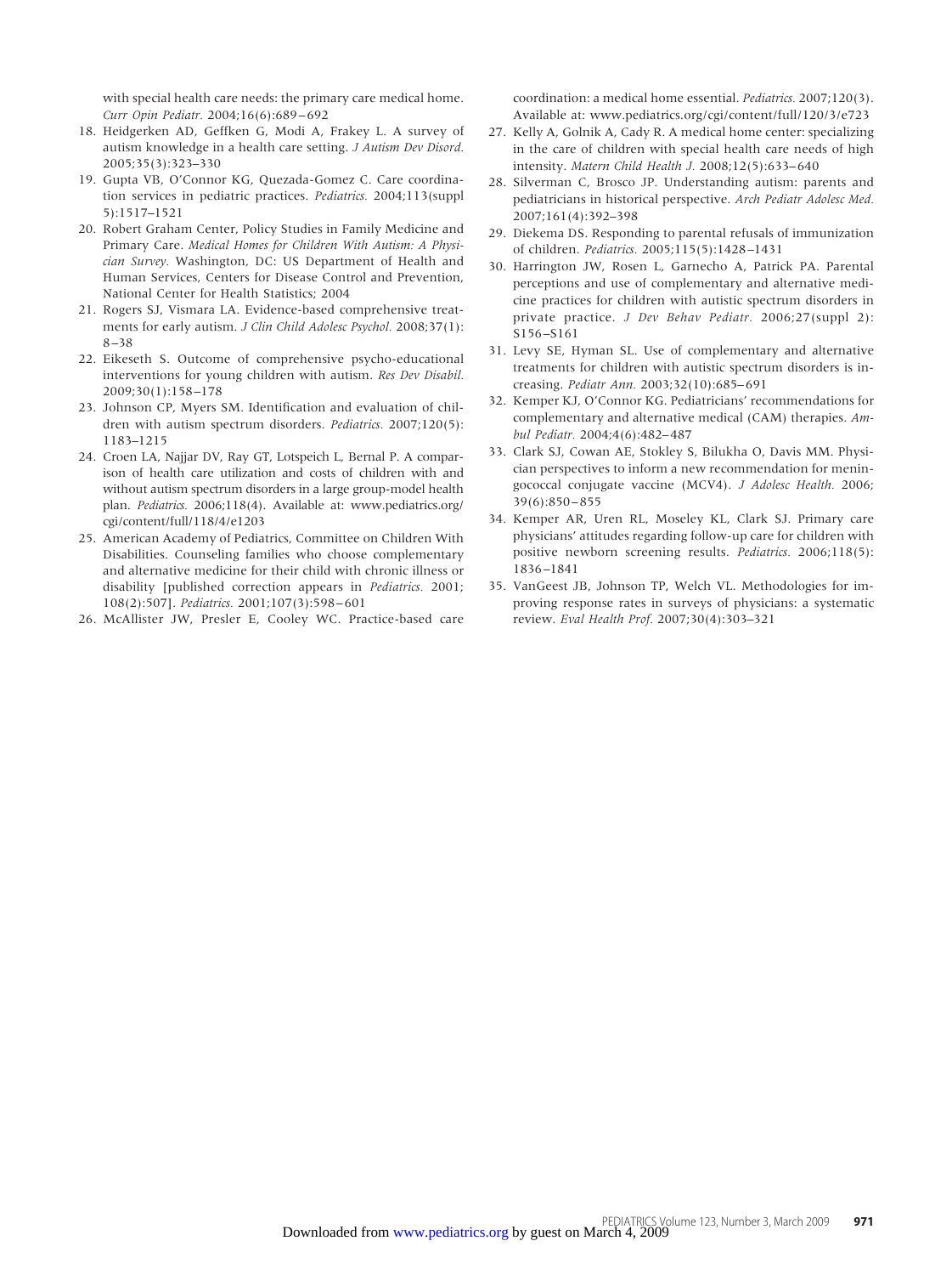with special health care needs: the primary care medical home. *Curr Opin Pediatr.* 2004;16(6):689–692

18. Heidgerken AD, Geffken G, Modi A, Frakey L. A survey of autism knowledge in a health care setting. *J Autism Dev Disord.* 2005;35(3):323–330
19. Gupta VB, O'Connor KG, Quezada-Gomez C. Care coordination services in pediatric practices. *Pediatrics.* 2004;113(suppl 5):1517–1521
20. Robert Graham Center, Policy Studies in Family Medicine and Primary Care. *Medical Homes for Children With Autism: A Physician Survey.* Washington, DC: US Department of Health and Human Services, Centers for Disease Control and Prevention, National Center for Health Statistics; 2004
21. Rogers SJ, Vismara LA. Evidence-based comprehensive treatments for early autism. *J Clin Child Adolesc Psychol.* 2008;37(1):8–38
22. Eikeseth S. Outcome of comprehensive psycho-educational interventions for young children with autism. *Res Dev Disabil.* 2009;30(1):158–178
23. Johnson CP, Myers SM. Identification and evaluation of children with autism spectrum disorders. *Pediatrics.* 2007;120(5):1183–1215
24. Croen LA, Najjar DV, Ray GT, Lotspeich L, Bernal P. A comparison of health care utilization and costs of children with and without autism spectrum disorders in a large group-model health plan. *Pediatrics.* 2006;118(4). Available at: www.pediatrics.org/cgi/content/full/118/4/e1203
25. American Academy of Pediatrics, Committee on Children With Disabilities. Counseling families who choose complementary and alternative medicine for their child with chronic illness or disability [published correction appears in *Pediatrics.* 2001;108(2):507]. *Pediatrics.* 2001;107(3):598–601
26. McAllister JW, Presler E, Cooley WC. Practice-based care coordination: a medical home essential. *Pediatrics.* 2007;120(3). Available at: www.pediatrics.org/cgi/content/full/120/3/e723
27. Kelly A, Golnik A, Cady R. A medical home center: specializing in the care of children with special health care needs of high intensity. *Matern Child Health J.* 2008;12(5):633–640
28. Silverman C, Brosco JP. Understanding autism: parents and pediatricians in historical perspective. *Arch Pediatr Adolesc Med.* 2007;161(4):392–398
29. Diekema DS. Responding to parental refusals of immunization of children. *Pediatrics.* 2005;115(5):1428–1431
30. Harrington JW, Rosen L, Garnecho A, Patrick PA. Parental perceptions and use of complementary and alternative medicine practices for children with autistic spectrum disorders in private practice. *J Dev Behav Pediatr.* 2006;27(suppl 2):S156–S161
31. Levy SE, Hyman SL. Use of complementary and alternative treatments for children with autistic spectrum disorders is increasing. *Pediatr Ann.* 2003;32(10):685–691
32. Kemper KJ, O'Connor KG. Pediatricians' recommendations for complementary and alternative medical (CAM) therapies. *Ambul Pediatr.* 2004;4(6):482–487
33. Clark SJ, Cowan AE, Stokley S, Bilukha O, Davis MM. Physician perspectives to inform a new recommendation for meningococcal conjugate vaccine (MCV4). *J Adolesc Health.* 2006;39(6):850–855
34. Kemper AR, Uren RL, Moseley KL, Clark SJ. Primary care physicians' attitudes regarding follow-up care for children with positive newborn screening results. *Pediatrics.* 2006;118(5):1836–1841
35. VanGeest JB, Johnson TP, Welch VL. Methodologies for improving response rates in surveys of physicians: a systematic review. *Eval Health Prof.* 2007;30(4):303–321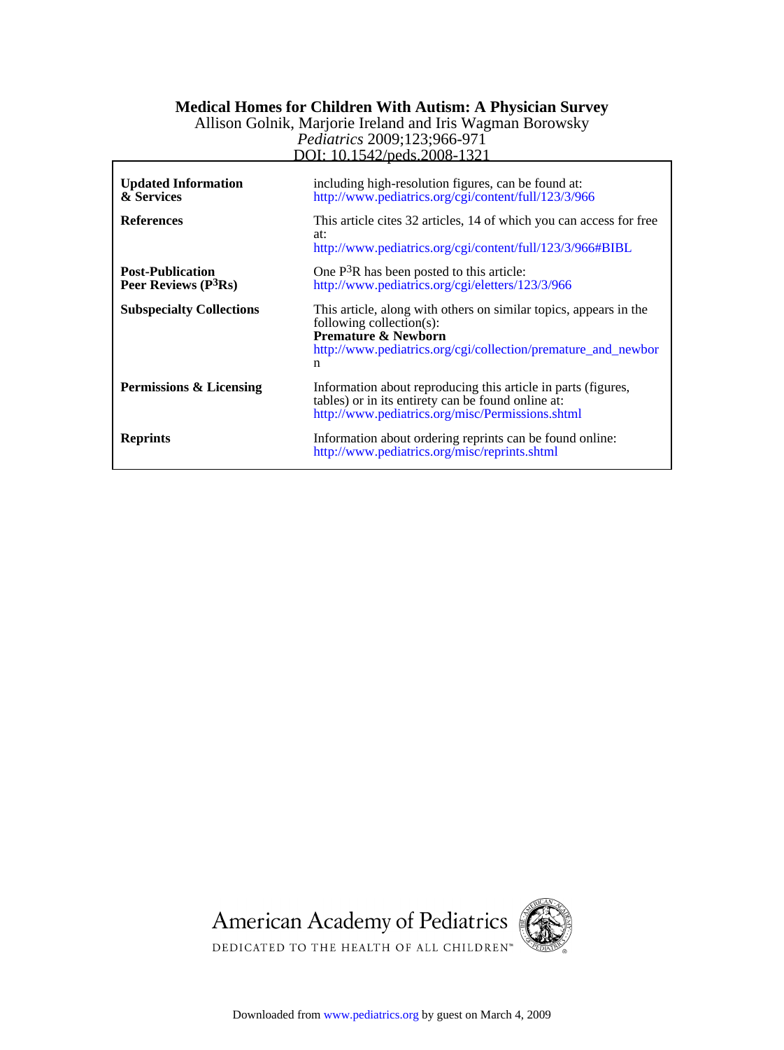**Medical Homes for Children With Autism: A Physician Survey**

Allison Golnik, Marjorie Ireland and Iris Wagman Borowsky

*Pediatrics* 2009;123;966-971

DOI: 10.1542/peds.2008-1321

| | |
|---|---|
| **Updated Information & Services** | including high-resolution figures, can be found at: http://www.pediatrics.org/cgi/content/full/123/3/966 |
| **References** | This article cites 32 articles, 14 of which you can access for free at: http://www.pediatrics.org/cgi/content/full/123/3/966#BIBL |
| **Post-Publication Peer Reviews ($P^3$Rs)** | One $P^3$R has been posted to this article: http://www.pediatrics.org/cgi/eletters/123/3/966 |
| **Subspecialty Collections** | This article, along with others on similar topics, appears in the following collection(s): **Premature & Newborn** http://www.pediatrics.org/cgi/collection/premature_and_newborn |
| **Permissions & Licensing** | Information about reproducing this article in parts (figures, tables) or in its entirety can be found online at: http://www.pediatrics.org/misc/Permissions.shtml |
| **Reprints** | Information about ordering reprints can be found online: http://www.pediatrics.org/misc/reprints.shtml |

American Academy of Pediatrics

DEDICATED TO THE HEALTH OF ALL CHILDREN™

Downloaded from www.pediatrics.org by guest on March 4, 2009